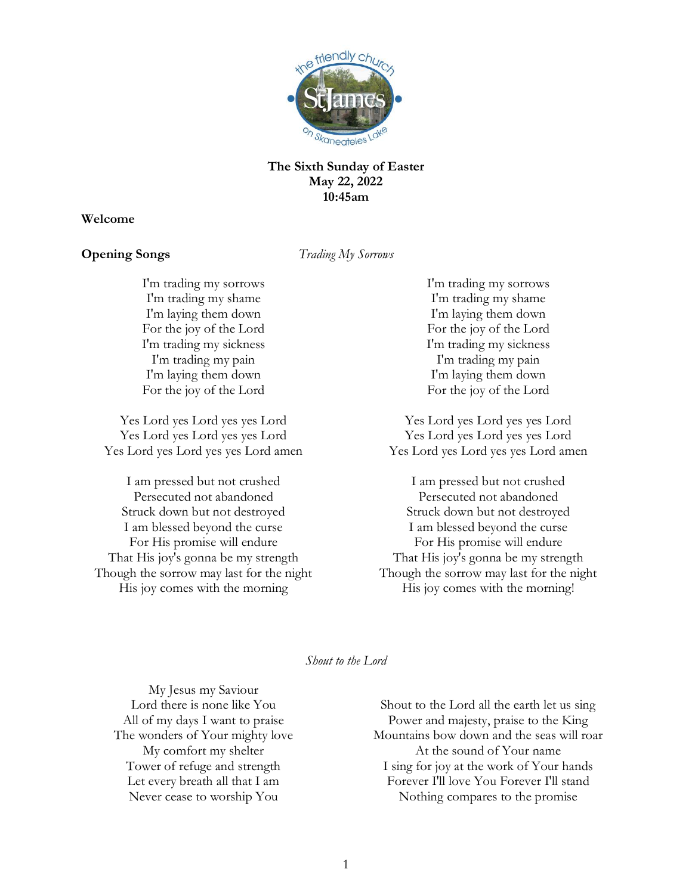the friendly church St James on Skaneateles Lake

**The Sixth Sunday of Easter**
**May 22, 2022**
**10:45am**

**Welcome**

**Opening Songs** *Trading My Sorrows*

I'm trading my sorrows
I'm trading my shame
I'm laying them down
For the joy of the Lord
I'm trading my sickness
I'm trading my pain
I'm laying them down
For the joy of the Lord

Yes Lord yes Lord yes yes Lord
Yes Lord yes Lord yes yes Lord
Yes Lord yes Lord yes yes Lord amen

I am pressed but not crushed
Persecuted not abandoned
Struck down but not destroyed
I am blessed beyond the curse
For His promise will endure
That His joy's gonna be my strength
Though the sorrow may last for the night
His joy comes with the morning

I'm trading my sorrows
I'm trading my shame
I'm laying them down
For the joy of the Lord
I'm trading my sickness
I'm trading my pain
I'm laying them down
For the joy of the Lord

Yes Lord yes Lord yes yes Lord
Yes Lord yes Lord yes yes Lord
Yes Lord yes Lord yes yes Lord amen

I am pressed but not crushed
Persecuted not abandoned
Struck down but not destroyed
I am blessed beyond the curse
For His promise will endure
That His joy's gonna be my strength
Though the sorrow may last for the night
His joy comes with the morning!

*Shout to the Lord*

My Jesus my Saviour
Lord there is none like You
All of my days I want to praise
The wonders of Your mighty love
My comfort my shelter
Tower of refuge and strength
Let every breath all that I am
Never cease to worship You

Shout to the Lord all the earth let us sing
Power and majesty, praise to the King
Mountains bow down and the seas will roar
At the sound of Your name
I sing for joy at the work of Your hands
Forever I'll love You Forever I'll stand
Nothing compares to the promise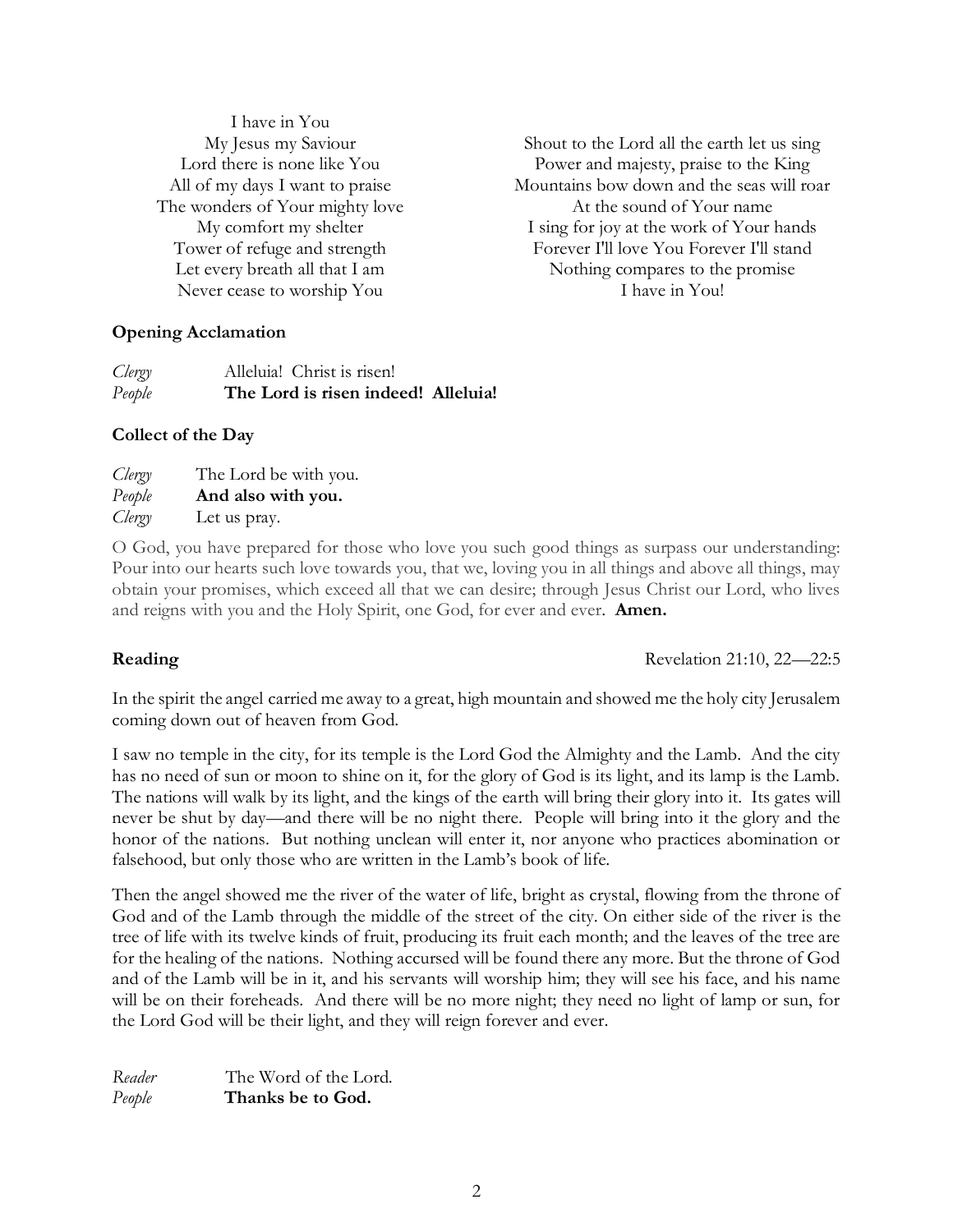I have in You
My Jesus my Saviour
Lord there is none like You
All of my days I want to praise
The wonders of Your mighty love
My comfort my shelter
Tower of refuge and strength
Let every breath all that I am
Never cease to worship You

Shout to the Lord all the earth let us sing
Power and majesty, praise to the King
Mountains bow down and the seas will roar
At the sound of Your name
I sing for joy at the work of Your hands
Forever I'll love You Forever I'll stand
Nothing compares to the promise
I have in You!

**Opening Acclamation**

*Clergy* Alleluia! Christ is risen!
*People* **The Lord is risen indeed! Alleluia!**

**Collect of the Day**

*Clergy* The Lord be with you.
*People* **And also with you.**
*Clergy* Let us pray.

O God, you have prepared for those who love you such good things as surpass our understanding: Pour into our hearts such love towards you, that we, loving you in all things and above all things, may obtain your promises, which exceed all that we can desire; through Jesus Christ our Lord, who lives and reigns with you and the Holy Spirit, one God, for ever and ever. **Amen.**

**Reading** Revelation 21:10, 22—22:5

In the spirit the angel carried me away to a great, high mountain and showed me the holy city Jerusalem coming down out of heaven from God.

I saw no temple in the city, for its temple is the Lord God the Almighty and the Lamb. And the city has no need of sun or moon to shine on it, for the glory of God is its light, and its lamp is the Lamb. The nations will walk by its light, and the kings of the earth will bring their glory into it. Its gates will never be shut by day—and there will be no night there. People will bring into it the glory and the honor of the nations. But nothing unclean will enter it, nor anyone who practices abomination or falsehood, but only those who are written in the Lamb's book of life.

Then the angel showed me the river of the water of life, bright as crystal, flowing from the throne of God and of the Lamb through the middle of the street of the city. On either side of the river is the tree of life with its twelve kinds of fruit, producing its fruit each month; and the leaves of the tree are for the healing of the nations. Nothing accursed will be found there any more. But the throne of God and of the Lamb will be in it, and his servants will worship him; they will see his face, and his name will be on their foreheads. And there will be no more night; they need no light of lamp or sun, for the Lord God will be their light, and they will reign forever and ever.

*Reader* The Word of the Lord.
*People* **Thanks be to God.**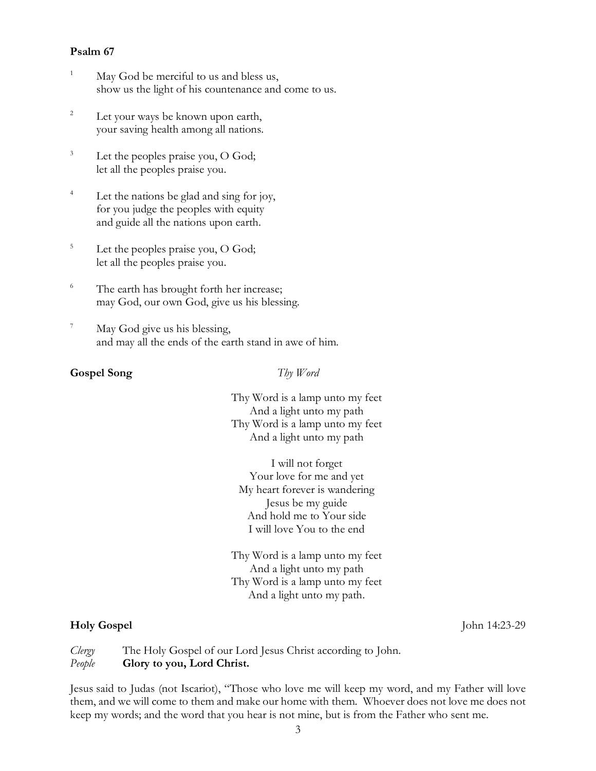**Psalm 67**

1 May God be merciful to us and bless us,
show us the light of his countenance and come to us.

2 Let your ways be known upon earth,
your saving health among all nations.

3 Let the peoples praise you, O God;
let all the peoples praise you.

4 Let the nations be glad and sing for joy,
for you judge the peoples with equity
and guide all the nations upon earth.

5 Let the peoples praise you, O God;
let all the peoples praise you.

6 The earth has brought forth her increase;
may God, our own God, give us his blessing.

7 May God give us his blessing,
and may all the ends of the earth stand in awe of him.

**Gospel Song** *Thy Word*

Thy Word is a lamp unto my feet
And a light unto my path
Thy Word is a lamp unto my feet
And a light unto my path

I will not forget
Your love for me and yet
My heart forever is wandering
Jesus be my guide
And hold me to Your side
I will love You to the end

Thy Word is a lamp unto my feet
And a light unto my path
Thy Word is a lamp unto my feet
And a light unto my path.

**Holy Gospel** John 14:23-29

*Clergy* The Holy Gospel of our Lord Jesus Christ according to John.
*People* **Glory to you, Lord Christ.**

Jesus said to Judas (not Iscariot), "Those who love me will keep my word, and my Father will love them, and we will come to them and make our home with them. Whoever does not love me does not keep my words; and the word that you hear is not mine, but is from the Father who sent me.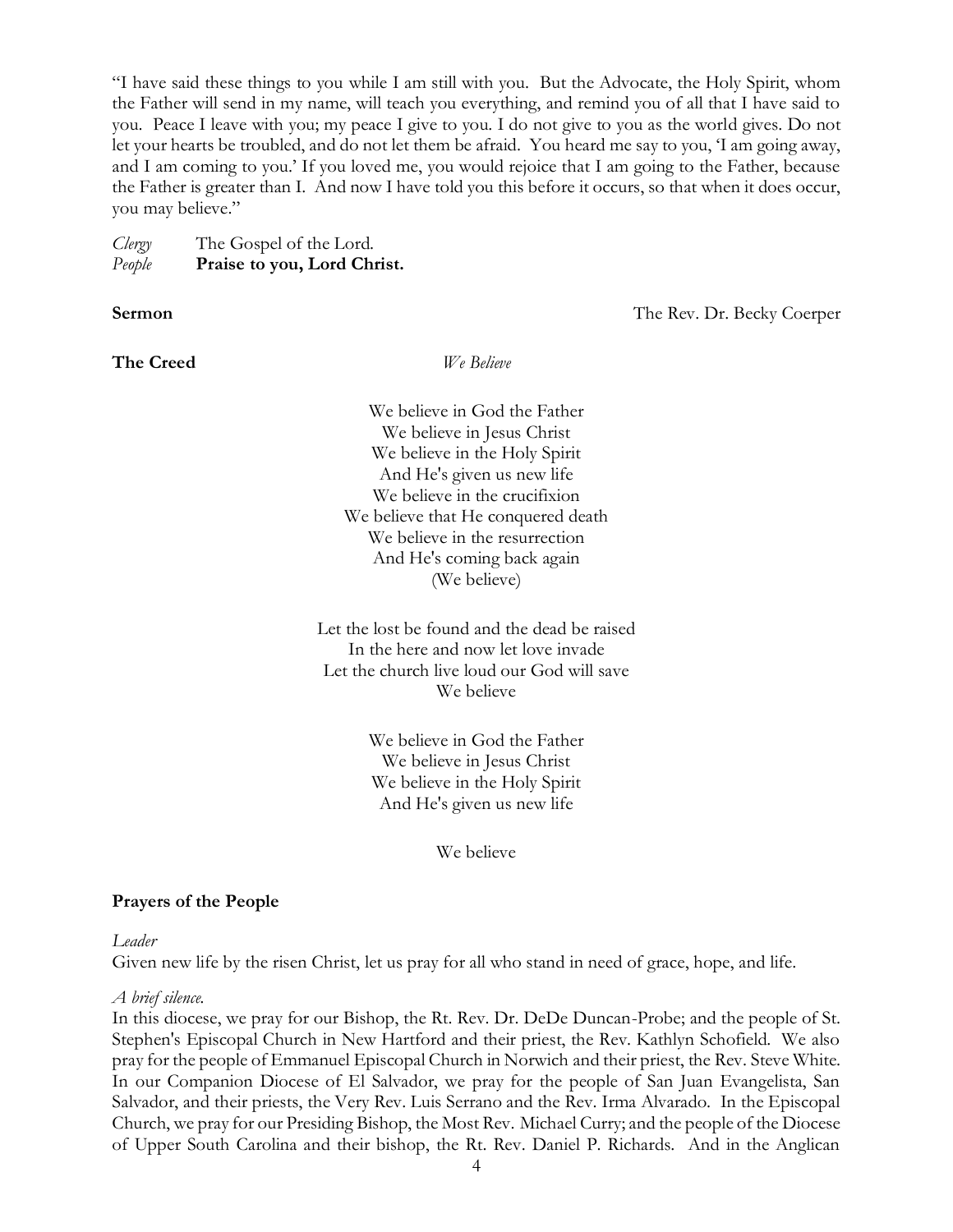"I have said these things to you while I am still with you. But the Advocate, the Holy Spirit, whom the Father will send in my name, will teach you everything, and remind you of all that I have said to you. Peace I leave with you; my peace I give to you. I do not give to you as the world gives. Do not let your hearts be troubled, and do not let them be afraid. You heard me say to you, 'I am going away, and I am coming to you.' If you loved me, you would rejoice that I am going to the Father, because the Father is greater than I. And now I have told you this before it occurs, so that when it does occur, you may believe."

*Clergy* The Gospel of the Lord.
*People* **Praise to you, Lord Christ.**

**Sermon** The Rev. Dr. Becky Coerper

**The Creed** *We Believe*

We believe in God the Father
We believe in Jesus Christ
We believe in the Holy Spirit
And He's given us new life
We believe in the crucifixion
We believe that He conquered death
We believe in the resurrection
And He's coming back again
(We believe)

Let the lost be found and the dead be raised
In the here and now let love invade
Let the church live loud our God will save
We believe

We believe in God the Father
We believe in Jesus Christ
We believe in the Holy Spirit
And He's given us new life

We believe

**Prayers of the People**

*Leader*
Given new life by the risen Christ, let us pray for all who stand in need of grace, hope, and life.

*A brief silence.*
In this diocese, we pray for our Bishop, the Rt. Rev. Dr. DeDe Duncan-Probe; and the people of St. Stephen's Episcopal Church in New Hartford and their priest, the Rev. Kathlyn Schofield. We also pray for the people of Emmanuel Episcopal Church in Norwich and their priest, the Rev. Steve White. In our Companion Diocese of El Salvador, we pray for the people of San Juan Evangelista, San Salvador, and their priests, the Very Rev. Luis Serrano and the Rev. Irma Alvarado. In the Episcopal Church, we pray for our Presiding Bishop, the Most Rev. Michael Curry; and the people of the Diocese of Upper South Carolina and their bishop, the Rt. Rev. Daniel P. Richards. And in the Anglican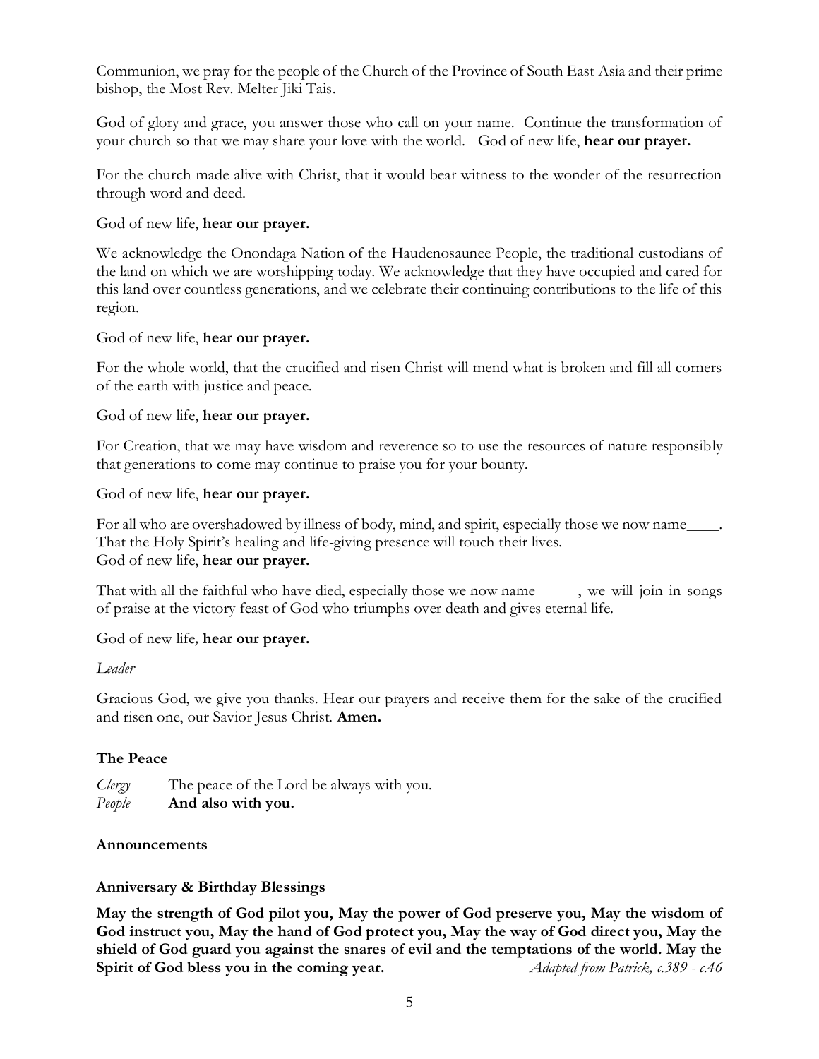Communion, we pray for the people of the Church of the Province of South East Asia and their prime bishop, the Most Rev. Melter Jiki Tais.

God of glory and grace, you answer those who call on your name. Continue the transformation of your church so that we may share your love with the world. God of new life, **hear our prayer.**

For the church made alive with Christ, that it would bear witness to the wonder of the resurrection through word and deed.

God of new life, **hear our prayer.**

We acknowledge the Onondaga Nation of the Haudenosaunee People, the traditional custodians of the land on which we are worshipping today. We acknowledge that they have occupied and cared for this land over countless generations, and we celebrate their continuing contributions to the life of this region.

God of new life, **hear our prayer.**

For the whole world, that the crucified and risen Christ will mend what is broken and fill all corners of the earth with justice and peace.

God of new life, **hear our prayer.**

For Creation, that we may have wisdom and reverence so to use the resources of nature responsibly that generations to come may continue to praise you for your bounty.

God of new life, **hear our prayer.**

For all who are overshadowed by illness of body, mind, and spirit, especially those we now name____. That the Holy Spirit's healing and life-giving presence will touch their lives.
God of new life, **hear our prayer.**

That with all the faithful who have died, especially those we now name______, we will join in songs of praise at the victory feast of God who triumphs over death and gives eternal life.

God of new life, **hear our prayer.**

*Leader*

Gracious God, we give you thanks. Hear our prayers and receive them for the sake of the crucified and risen one, our Savior Jesus Christ. **Amen.**

### The Peace

*Clergy* The peace of the Lord be always with you.
*People* **And also with you.**

### Announcements

### Anniversary & Birthday Blessings

**May the strength of God pilot you, May the power of God preserve you, May the wisdom of God instruct you, May the hand of God protect you, May the way of God direct you, May the shield of God guard you against the snares of evil and the temptations of the world. May the Spirit of God bless you in the coming year.** *Adapted from Patrick, c.389 - c.46*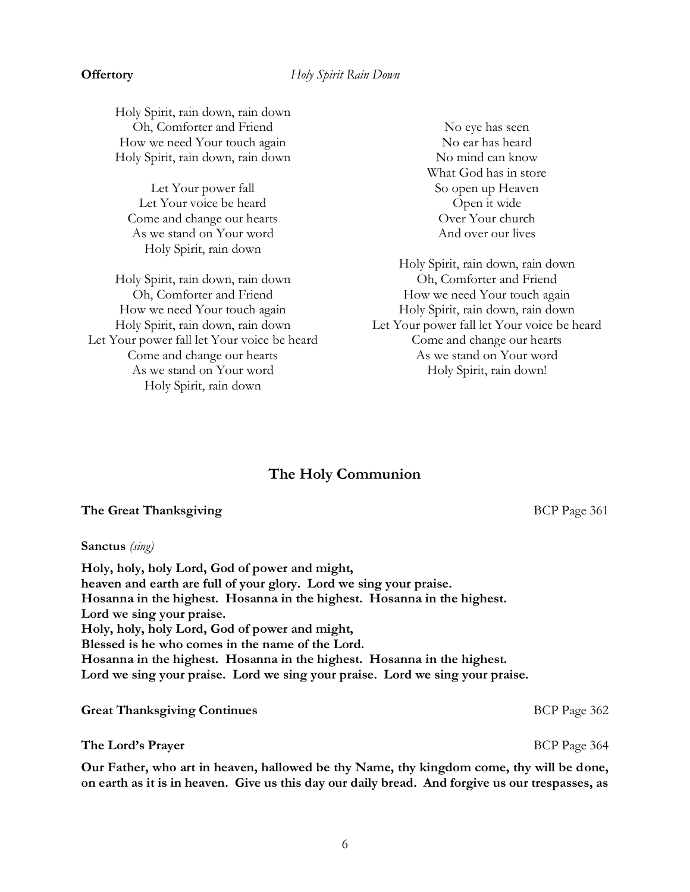**Offertory** *Holy Spirit Rain Down*

Holy Spirit, rain down, rain down
Oh, Comforter and Friend
How we need Your touch again
Holy Spirit, rain down, rain down

Let Your power fall
Let Your voice be heard
Come and change our hearts
As we stand on Your word
Holy Spirit, rain down

Holy Spirit, rain down, rain down
Oh, Comforter and Friend
How we need Your touch again
Holy Spirit, rain down, rain down
Let Your power fall let Your voice be heard
Come and change our hearts
As we stand on Your word
Holy Spirit, rain down

No eye has seen
No ear has heard
No mind can know
What God has in store
So open up Heaven
Open it wide
Over Your church
And over our lives

Holy Spirit, rain down, rain down
Oh, Comforter and Friend
How we need Your touch again
Holy Spirit, rain down, rain down
Let Your power fall let Your voice be heard
Come and change our hearts
As we stand on Your word
Holy Spirit, rain down!

## The Holy Communion

**The Great Thanksgiving** BCP Page 361

**Sanctus** *(sing)*

**Holy, holy, holy Lord, God of power and might,**
**heaven and earth are full of your glory. Lord we sing your praise.**
**Hosanna in the highest. Hosanna in the highest. Hosanna in the highest.**
**Lord we sing your praise.**
**Holy, holy, holy Lord, God of power and might,**
**Blessed is he who comes in the name of the Lord.**
**Hosanna in the highest. Hosanna in the highest. Hosanna in the highest.**
**Lord we sing your praise. Lord we sing your praise. Lord we sing your praise.**

**Great Thanksgiving Continues** BCP Page 362

**The Lord's Prayer** BCP Page 364

**Our Father, who art in heaven, hallowed be thy Name, thy kingdom come, thy will be done, on earth as it is in heaven. Give us this day our daily bread. And forgive us our trespasses, as**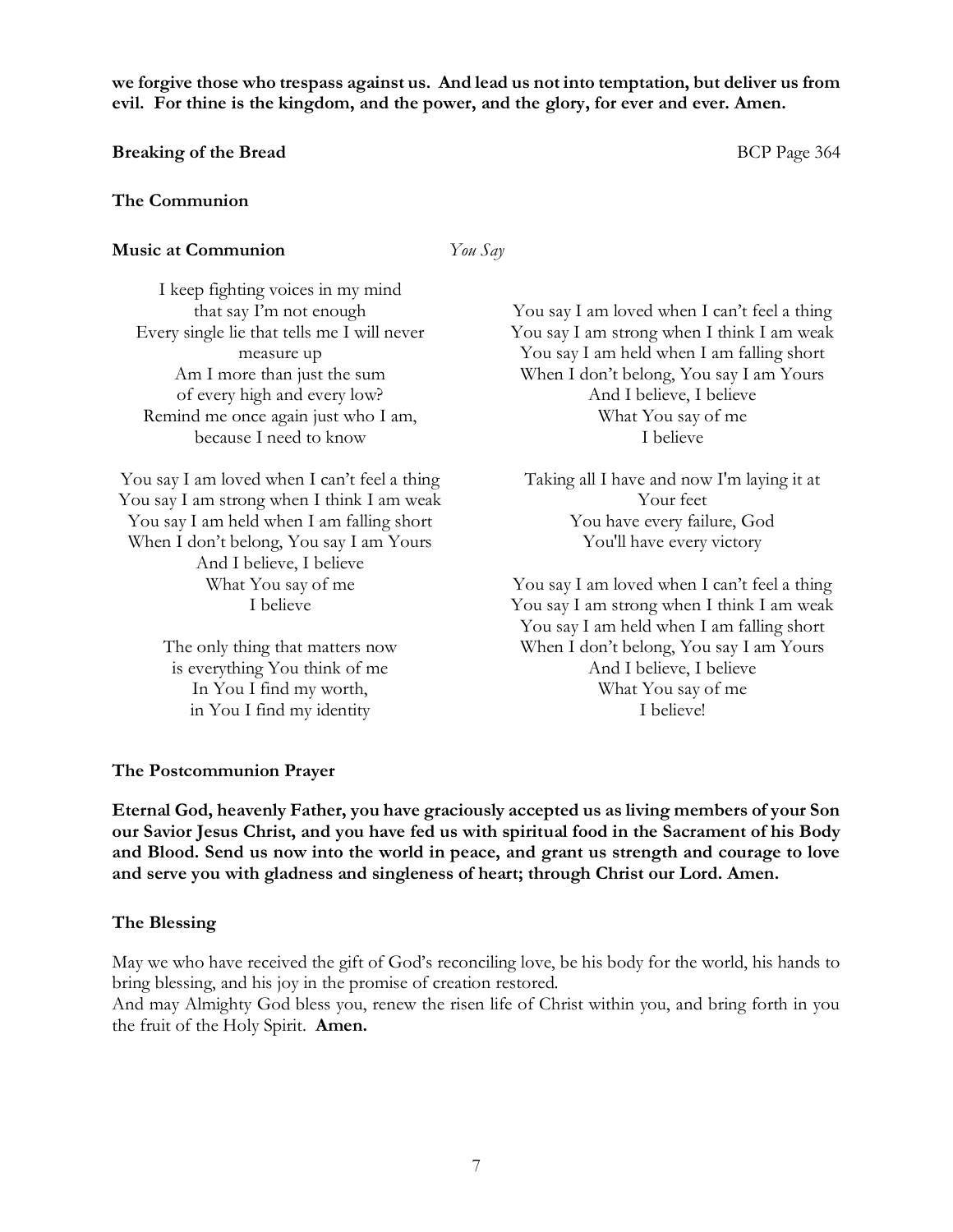**we forgive those who trespass against us. And lead us not into temptation, but deliver us from evil. For thine is the kingdom, and the power, and the glory, for ever and ever. Amen.**

**Breaking of the Bread** BCP Page 364

**The Communion**

**Music at Communion** *You Say*

I keep fighting voices in my mind
that say I'm not enough
Every single lie that tells me I will never
measure up
Am I more than just the sum
of every high and every low?
Remind me once again just who I am,
because I need to know

You say I am loved when I can't feel a thing
You say I am strong when I think I am weak
You say I am held when I am falling short
When I don't belong, You say I am Yours
And I believe, I believe
What You say of me
I believe

The only thing that matters now
is everything You think of me
In You I find my worth,
in You I find my identity

You say I am loved when I can't feel a thing
You say I am strong when I think I am weak
You say I am held when I am falling short
When I don't belong, You say I am Yours
And I believe, I believe
What You say of me
I believe

Taking all I have and now I'm laying it at
Your feet
You have every failure, God
You'll have every victory

You say I am loved when I can't feel a thing
You say I am strong when I think I am weak
You say I am held when I am falling short
When I don't belong, You say I am Yours
And I believe, I believe
What You say of me
I believe!

**The Postcommunion Prayer**

**Eternal God, heavenly Father, you have graciously accepted us as living members of your Son our Savior Jesus Christ, and you have fed us with spiritual food in the Sacrament of his Body and Blood. Send us now into the world in peace, and grant us strength and courage to love and serve you with gladness and singleness of heart; through Christ our Lord. Amen.**

**The Blessing**

May we who have received the gift of God's reconciling love, be his body for the world, his hands to bring blessing, and his joy in the promise of creation restored.
And may Almighty God bless you, renew the risen life of Christ within you, and bring forth in you the fruit of the Holy Spirit. **Amen.**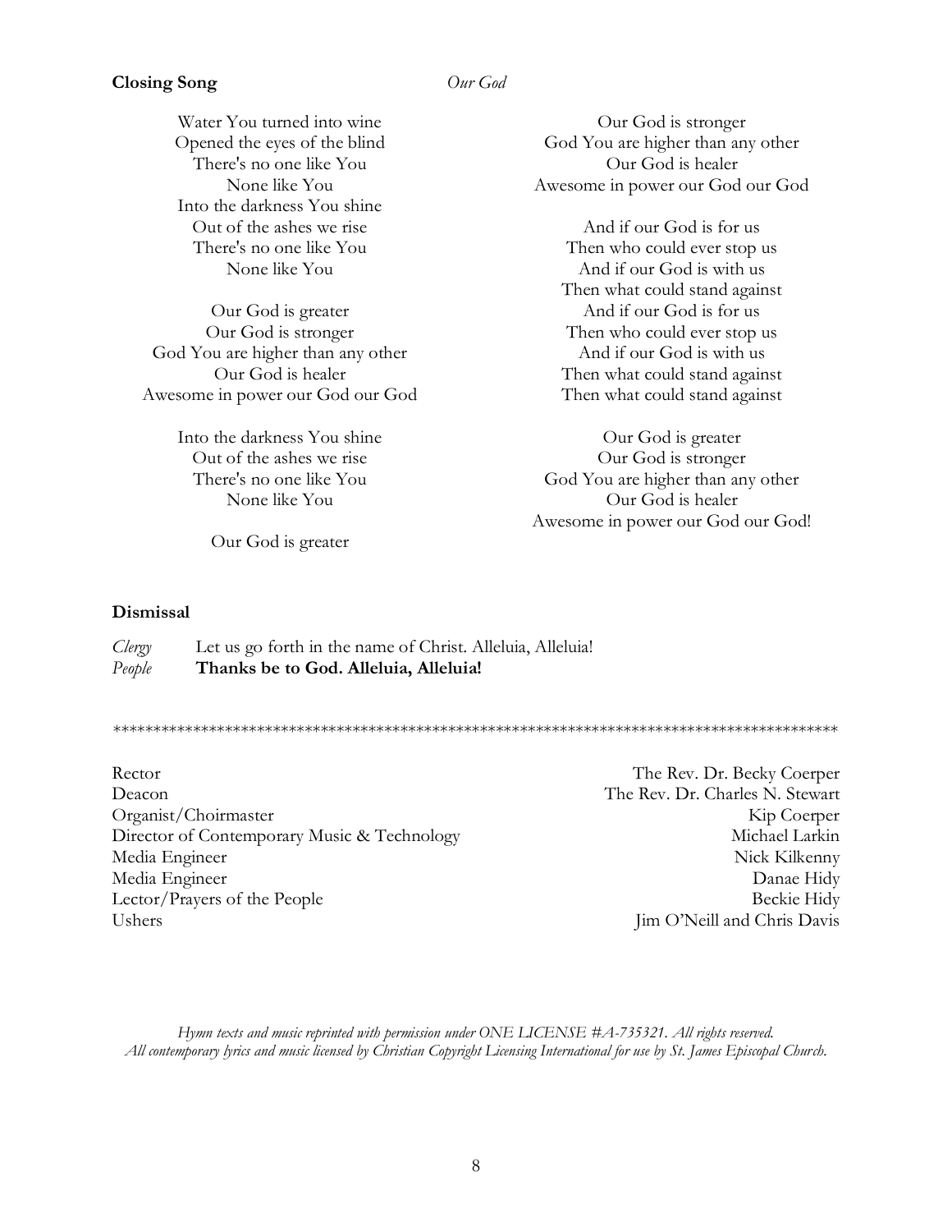**Closing Song** *Our God*

Water You turned into wine
Opened the eyes of the blind
There's no one like You
None like You
Into the darkness You shine
Out of the ashes we rise
There's no one like You
None like You

Our God is greater
Our God is stronger
God You are higher than any other
Our God is healer
Awesome in power our God our God

Into the darkness You shine
Out of the ashes we rise
There's no one like You
None like You

Our God is greater
Our God is stronger
God You are higher than any other
Our God is healer
Awesome in power our God our God

And if our God is for us
Then who could ever stop us
And if our God is with us
Then what could stand against
And if our God is for us
Then who could ever stop us
And if our God is with us
Then what could stand against
Then what could stand against

Our God is greater
Our God is stronger
God You are higher than any other
Our God is healer
Awesome in power our God our God!

**Dismissal**

*Clergy* Let us go forth in the name of Christ. Alleluia, Alleluia!
*People* **Thanks be to God. Alleluia, Alleluia!**

*********************************************************************************************

| | |
|---|---|
| Rector | The Rev. Dr. Becky Coerper |
| Deacon | The Rev. Dr. Charles N. Stewart |
| Organist/Choirmaster | Kip Coerper |
| Director of Contemporary Music & Technology | Michael Larkin |
| Media Engineer | Nick Kilkenny |
| Media Engineer | Danae Hidy |
| Lector/Prayers of the People | Beckie Hidy |
| Ushers | Jim O'Neill and Chris Davis |

*Hymn texts and music reprinted with permission under ONE LICENSE #A-735321. All rights reserved.*
*All contemporary lyrics and music licensed by Christian Copyright Licensing International for use by St. James Episcopal Church.*